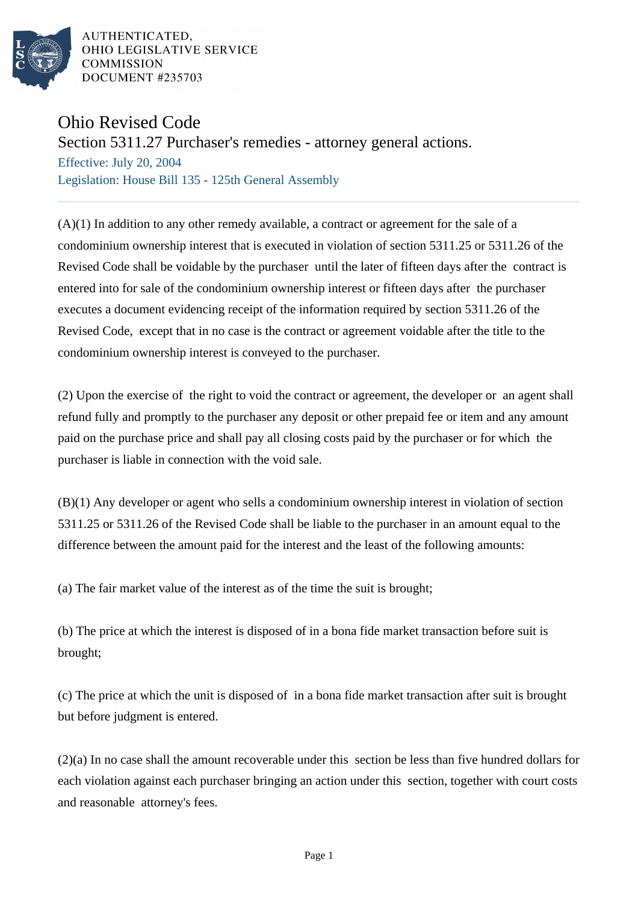AUTHENTICATED,
OHIO LEGISLATIVE SERVICE
COMMISSION
DOCUMENT #235703

# Ohio Revised Code

## Section 5311.27 Purchaser's remedies - attorney general actions.

Effective: July 20, 2004

Legislation: House Bill 135 - 125th General Assembly

(A)(1) In addition to any other remedy available, a contract or agreement for the sale of a condominium ownership interest that is executed in violation of section 5311.25 or 5311.26 of the Revised Code shall be voidable by the purchaser until the later of fifteen days after the contract is entered into for sale of the condominium ownership interest or fifteen days after the purchaser executes a document evidencing receipt of the information required by section 5311.26 of the Revised Code, except that in no case is the contract or agreement voidable after the title to the condominium ownership interest is conveyed to the purchaser.

(2) Upon the exercise of the right to void the contract or agreement, the developer or an agent shall refund fully and promptly to the purchaser any deposit or other prepaid fee or item and any amount paid on the purchase price and shall pay all closing costs paid by the purchaser or for which the purchaser is liable in connection with the void sale.

(B)(1) Any developer or agent who sells a condominium ownership interest in violation of section 5311.25 or 5311.26 of the Revised Code shall be liable to the purchaser in an amount equal to the difference between the amount paid for the interest and the least of the following amounts:

(a) The fair market value of the interest as of the time the suit is brought;

(b) The price at which the interest is disposed of in a bona fide market transaction before suit is brought;

(c) The price at which the unit is disposed of in a bona fide market transaction after suit is brought but before judgment is entered.

(2)(a) In no case shall the amount recoverable under this section be less than five hundred dollars for each violation against each purchaser bringing an action under this section, together with court costs and reasonable attorney's fees.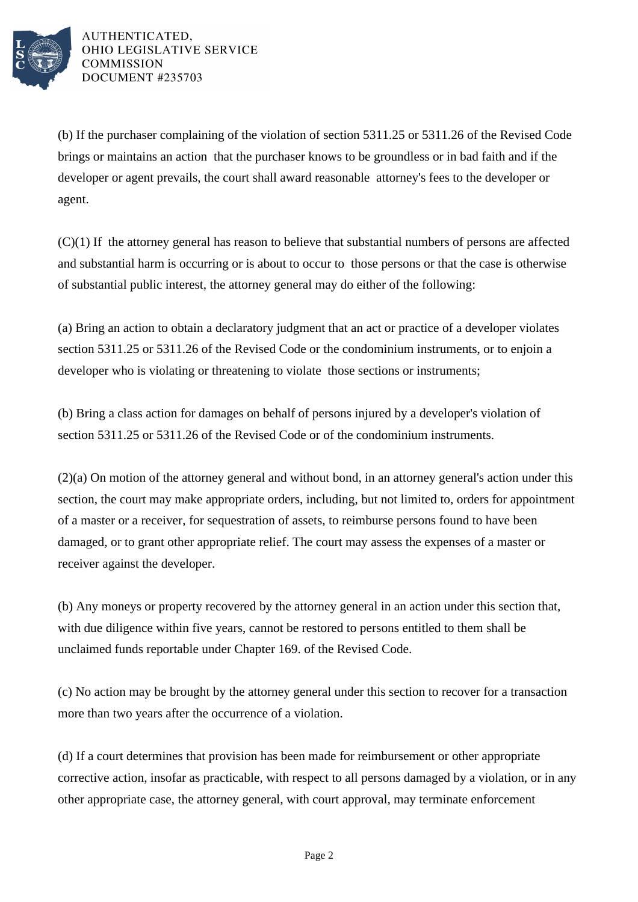(b) If the purchaser complaining of the violation of section 5311.25 or 5311.26 of the Revised Code brings or maintains an action that the purchaser knows to be groundless or in bad faith and if the developer or agent prevails, the court shall award reasonable attorney's fees to the developer or agent.

(C)(1) If the attorney general has reason to believe that substantial numbers of persons are affected and substantial harm is occurring or is about to occur to those persons or that the case is otherwise of substantial public interest, the attorney general may do either of the following:

(a) Bring an action to obtain a declaratory judgment that an act or practice of a developer violates section 5311.25 or 5311.26 of the Revised Code or the condominium instruments, or to enjoin a developer who is violating or threatening to violate those sections or instruments;

(b) Bring a class action for damages on behalf of persons injured by a developer's violation of section 5311.25 or 5311.26 of the Revised Code or of the condominium instruments.

(2)(a) On motion of the attorney general and without bond, in an attorney general's action under this section, the court may make appropriate orders, including, but not limited to, orders for appointment of a master or a receiver, for sequestration of assets, to reimburse persons found to have been damaged, or to grant other appropriate relief. The court may assess the expenses of a master or receiver against the developer.

(b) Any moneys or property recovered by the attorney general in an action under this section that, with due diligence within five years, cannot be restored to persons entitled to them shall be unclaimed funds reportable under Chapter 169. of the Revised Code.

(c) No action may be brought by the attorney general under this section to recover for a transaction more than two years after the occurrence of a violation.

(d) If a court determines that provision has been made for reimbursement or other appropriate corrective action, insofar as practicable, with respect to all persons damaged by a violation, or in any other appropriate case, the attorney general, with court approval, may terminate enforcement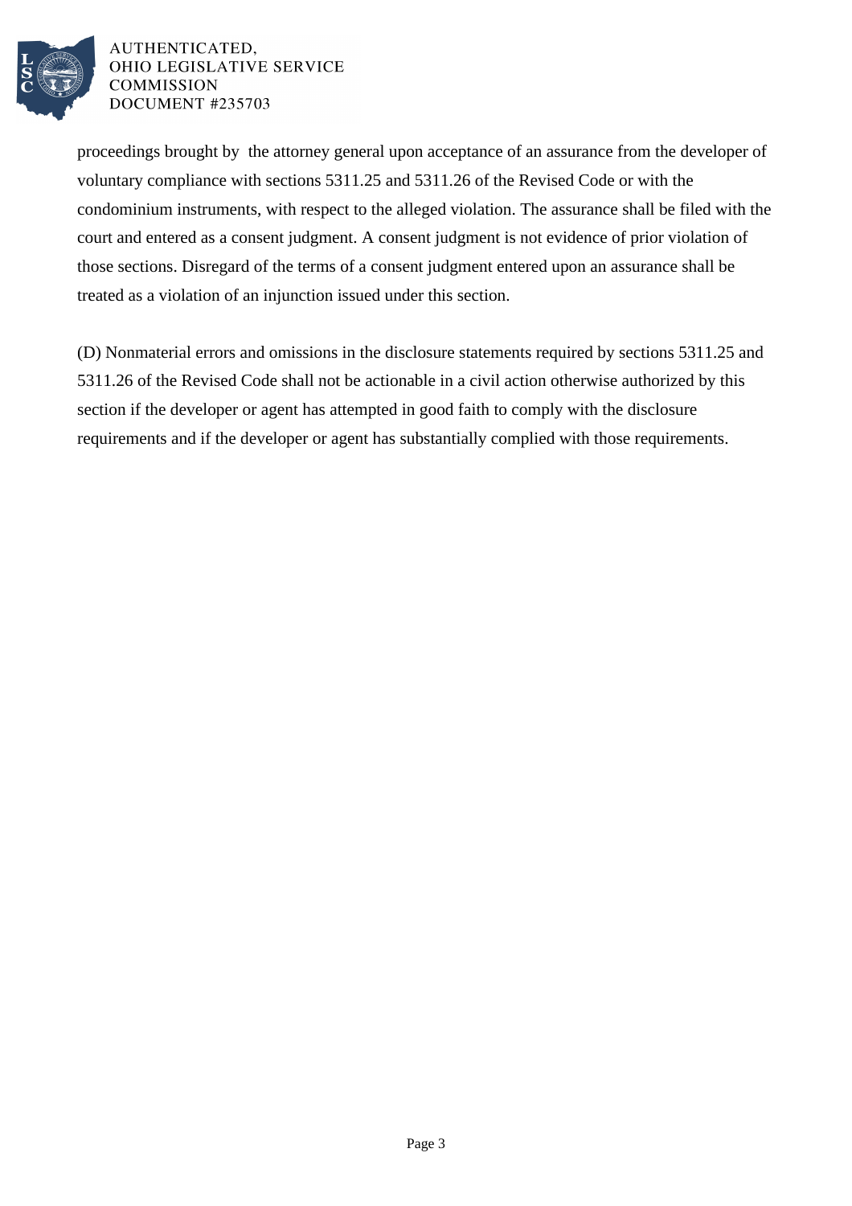proceedings brought by the attorney general upon acceptance of an assurance from the developer of voluntary compliance with sections 5311.25 and 5311.26 of the Revised Code or with the condominium instruments, with respect to the alleged violation. The assurance shall be filed with the court and entered as a consent judgment. A consent judgment is not evidence of prior violation of those sections. Disregard of the terms of a consent judgment entered upon an assurance shall be treated as a violation of an injunction issued under this section.

(D) Nonmaterial errors and omissions in the disclosure statements required by sections 5311.25 and 5311.26 of the Revised Code shall not be actionable in a civil action otherwise authorized by this section if the developer or agent has attempted in good faith to comply with the disclosure requirements and if the developer or agent has substantially complied with those requirements.